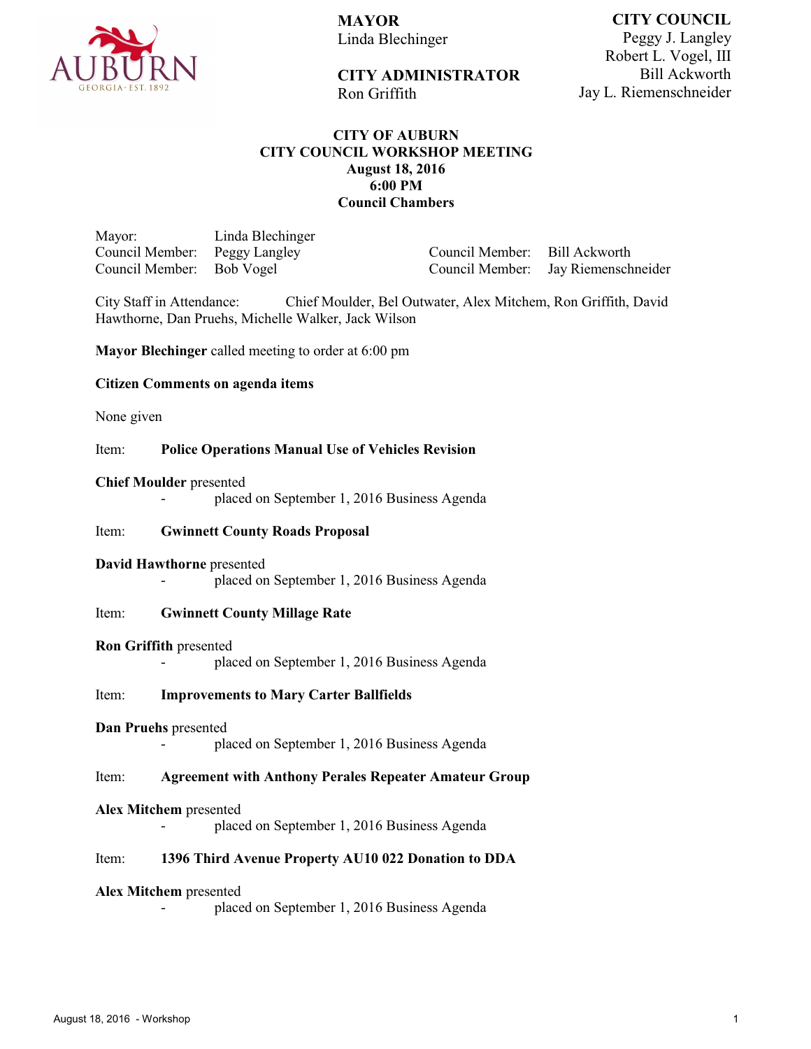AUBURN
GEORGIA · EST. 1892

**MAYOR**
Linda Blechinger

**CITY ADMINISTRATOR**
Ron Griffith

**CITY COUNCIL**
Peggy J. Langley
Robert L. Vogel, III
Bill Ackworth
Jay L. Riemenschneider

# CITY OF AUBURN
## CITY COUNCIL WORKSHOP MEETING
**August 18, 2016**
**6:00 PM**
**Council Chambers**

Mayor: Linda Blechinger
Council Member: Peggy Langley
Council Member: Bob Vogel
Council Member: Bill Ackworth
Council Member: Jay Riemenschneider

City Staff in Attendance: Chief Moulder, Bel Outwater, Alex Mitchem, Ron Griffith, David Hawthorne, Dan Pruehs, Michelle Walker, Jack Wilson

**Mayor Blechinger** called meeting to order at 6:00 pm

**Citizen Comments on agenda items**

None given

Item: **Police Operations Manual Use of Vehicles Revision**

**Chief Moulder** presented
- placed on September 1, 2016 Business Agenda

Item: **Gwinnett County Roads Proposal**

**David Hawthorne** presented
- placed on September 1, 2016 Business Agenda

Item: **Gwinnett County Millage Rate**

**Ron Griffith** presented
- placed on September 1, 2016 Business Agenda

Item: **Improvements to Mary Carter Ballfields**

**Dan Pruehs** presented
- placed on September 1, 2016 Business Agenda

Item: **Agreement with Anthony Perales Repeater Amateur Group**

**Alex Mitchem** presented
- placed on September 1, 2016 Business Agenda

Item: **1396 Third Avenue Property AU10 022 Donation to DDA**

**Alex Mitchem** presented
- placed on September 1, 2016 Business Agenda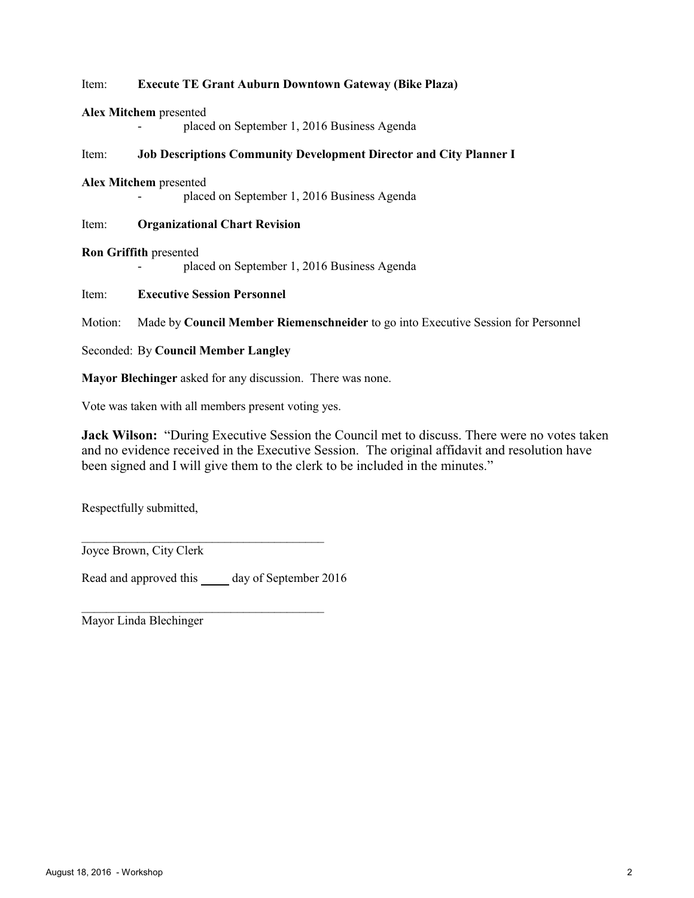Item: **Execute TE Grant Auburn Downtown Gateway (Bike Plaza)**

**Alex Mitchem** presented

- placed on September 1, 2016 Business Agenda

Item: **Job Descriptions Community Development Director and City Planner I**

**Alex Mitchem** presented

- placed on September 1, 2016 Business Agenda

Item: **Organizational Chart Revision**

**Ron Griffith** presented

- placed on September 1, 2016 Business Agenda

Item: **Executive Session Personnel**

Motion: Made by **Council Member Riemenschneider** to go into Executive Session for Personnel

Seconded: By **Council Member Langley**

**Mayor Blechinger** asked for any discussion. There was none.

Vote was taken with all members present voting yes.

**Jack Wilson:** "During Executive Session the Council met to discuss. There were no votes taken and no evidence received in the Executive Session. The original affidavit and resolution have been signed and I will give them to the clerk to be included in the minutes."

Respectfully submitted,

\_\_\_\_\_\_\_\_\_\_\_\_\_\_\_\_\_\_\_\_\_\_\_\_\_\_\_\_\_\_\_\_\_\_\_\_\_\_\_\_

Joyce Brown, City Clerk

Read and approved this \_\_\_\_\_ day of September 2016

\_\_\_\_\_\_\_\_\_\_\_\_\_\_\_\_\_\_\_\_\_\_\_\_\_\_\_\_\_\_\_\_\_\_\_\_\_\_\_\_

Mayor Linda Blechinger